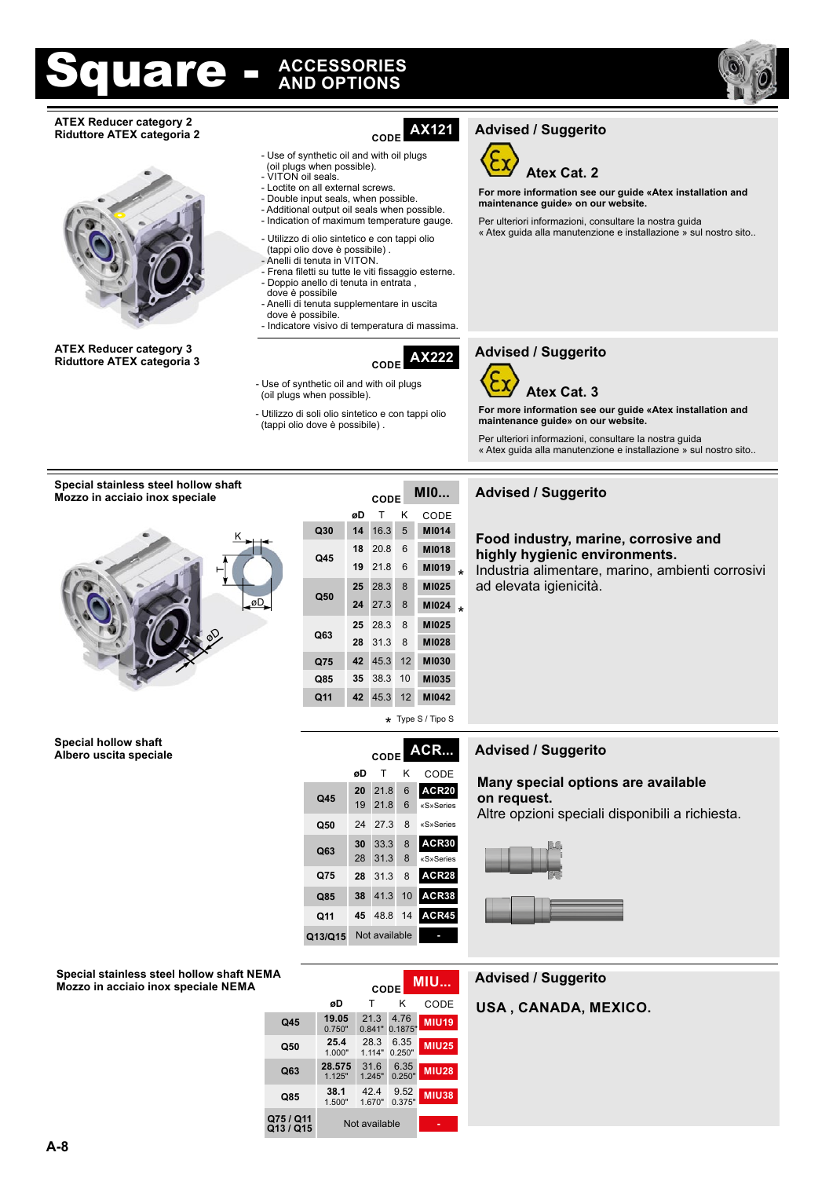# Square - ACCESSORIES AND OPTIONS

## ATEX Reducer category 2
**Riduttore ATEX categoria 2**

CODE **AX121**

- Use of synthetic oil and with oil plugs (oil plugs when possible).
- VITON oil seals.
- Loctite on all external screws.
- Double input seals, when possible.
- Additional output oil seals when possible.
- Indication of maximum temperature gauge.

- Utilizzo di olio sintetico e con tappi olio (tappi olio dove è possibile) .
- Anelli di tenuta in VITON.
- Frena filetti su tutte le viti fissaggio esterne.
- Doppio anello di tenuta in entrata , dove è possibile
- Anelli di tenuta supplementare in uscita dove è possibile.
- Indicatore visivo di temperatura di massima.

### Advised / Suggerito

**Atex Cat. 2**

**For more information see our guide «Atex installation and maintenance guide» on our website.**

Per ulteriori informazioni, consultare la nostra guida « Atex guida alla manutenzione e installazione » sul nostro sito..

## ATEX Reducer category 3
**Riduttore ATEX categoria 3**

CODE **AX222**

- Use of synthetic oil and with oil plugs (oil plugs when possible).

- Utilizzo di soli olio sintetico e con tappi olio (tappi olio dove è possibile) .

### Advised / Suggerito

**Atex Cat. 3**

**For more information see our guide «Atex installation and maintenance guide» on our website.**

Per ulteriori informazioni, consultare la nostra guida « Atex guida alla manutenzione e installazione » sul nostro sito..

## Special stainless steel hollow shaft
**Mozzo in acciaio inox speciale**

CODE **MI0...**

| | øD | T | K | CODE |
|---|---|---|---|---|
| Q30 | 14 | 16.3 | 5 | MI014 |
| Q45 | 18 | 20.8 | 6 | MI018 |
| | 19 | 21.8 | 6 | MI019 * |
| Q50 | 25 | 28.3 | 8 | MI025 |
| | 24 | 27.3 | 8 | MI024 * |
| Q63 | 25 | 28.3 | 8 | MI025 |
| | 28 | 31.3 | 8 | MI028 |
| Q75 | 42 | 45.3 | 12 | MI030 |
| Q85 | 35 | 38.3 | 10 | MI035 |
| Q11 | 42 | 45.3 | 12 | MI042 |

* Type S / Tipo S

### Advised / Suggerito

**Food industry, marine, corrosive and highly hygienic environments.**
Industria alimentare, marino, ambienti corrosivi ad elevata igienicità.

## Special hollow shaft
**Albero uscita speciale**

CODE **ACR...**

| | øD | T | K | CODE |
|---|---|---|---|---|
| Q45 | 20 | 21.8 | 6 | ACR20 |
| | 19 | 21.8 | 6 | «S»Series |
| Q50 | 24 | 27.3 | 8 | «S»Series |
| Q63 | 30 | 33.3 | 8 | ACR30 |
| | 28 | 31.3 | 8 | «S»Series |
| Q75 | 28 | 31.3 | 8 | ACR28 |
| Q85 | 38 | 41.3 | 10 | ACR38 |
| Q11 | 45 | 48.8 | 14 | ACR45 |
| Q13/Q15 | Not available | | | - |

### Advised / Suggerito

**Many special options are available on request.**
Altre opzioni speciali disponibili a richiesta.

## Special stainless steel hollow shaft NEMA
**Mozzo in acciaio inox speciale NEMA**

CODE **MIU...**

| | øD | T | K | CODE |
|---|---|---|---|---|
| Q45 | 19.05 (0.750") | 21.3 (0.841") | 4.76 (0.1875") | MIU19 |
| Q50 | 25.4 (1.000") | 28.3 (1.114") | 6.35 (0.250") | MIU25 |
| Q63 | 28.575 (1.125") | 31.6 (1.245") | 6.35 (0.250") | MIU28 |
| Q85 | 38.1 (1.500") | 42.4 (1.670") | 9.52 (0.375") | MIU38 |
| Q75 / Q11 / Q13 / Q15 | Not available | | | - |

### Advised / Suggerito

**USA , CANADA, MEXICO.**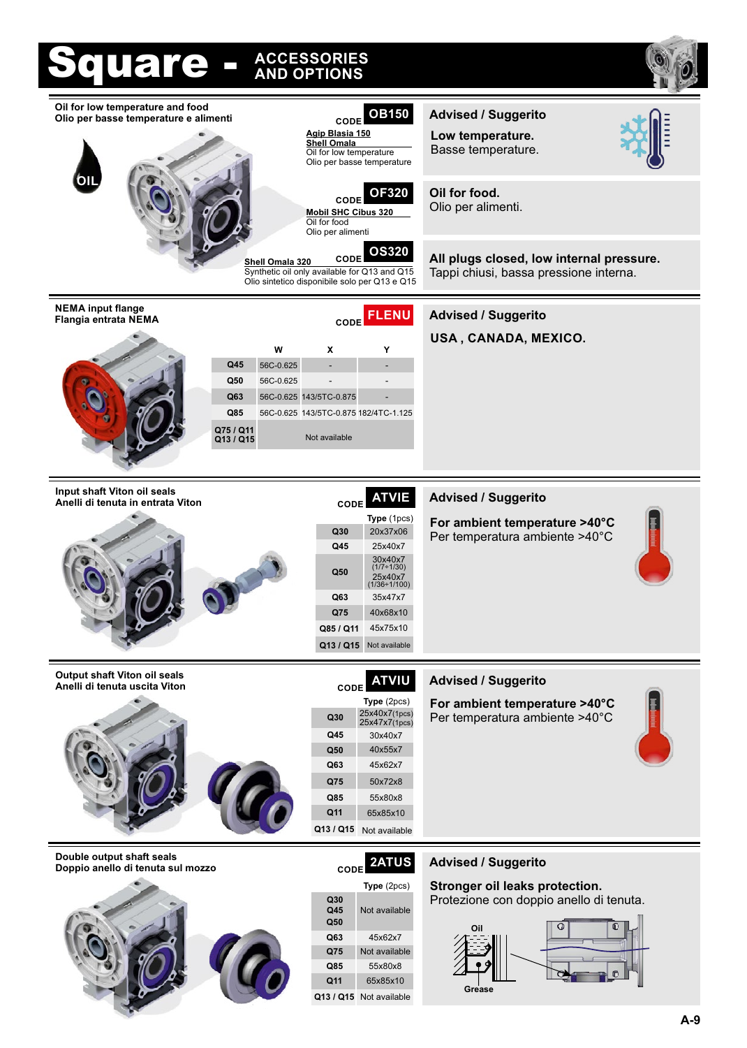# Square - ACCESSORIES AND OPTIONS

## Oil for low temperature and food
Olio per basse temperature e alimenti

CODE **OB150**

**Agip Blasia 150**
**Shell Omala**
Oil for low temperature
Olio per basse temperature

CODE **OF320**

**Mobil SHC Cibus 320**
Oil for food
Olio per alimenti

CODE **OS320**

**Shell Omala 320**
Synthetic oil only available for Q13 and Q15
Olio sintetico disponibile solo per Q13 e Q15

**Advised / Suggerito**

**Low temperature.**
Basse temperature.

**Oil for food.**
Olio per alimenti.

**All plugs closed, low internal pressure.**
Tappi chiusi, bassa pressione interna.

## NEMA input flange
Flangia entrata NEMA

CODE **FLENU**

| | W | X | Y |
|---|---|---|---|
| Q45 | 56C-0.625 | - | - |
| Q50 | 56C-0.625 | - | - |
| Q63 | 56C-0.625 | 143/5TC-0.875 | - |
| Q85 | 56C-0.625 | 143/5TC-0.875 | 182/4TC-1.125 |
| Q75 / Q11 Q13 / Q15 | Not available | | |

**Advised / Suggerito**

**USA , CANADA, MEXICO.**

## Input shaft Viton oil seals
Anelli di tenuta in entrata Viton

CODE **ATVIE**

| | Type (1pcs) |
|---|---|
| Q30 | 20x37x06 |
| Q45 | 25x40x7 |
| Q50 | 30x40x7 (1/7÷1/30) 25x40x7 (1/36÷1/100) |
| Q63 | 35x47x7 |
| Q75 | 40x68x10 |
| Q85 / Q11 | 45x75x10 |
| Q13 / Q15 | Not available |

**Advised / Suggerito**

**For ambient temperature >40°C**
Per temperatura ambiente >40°C

## Output shaft Viton oil seals
Anelli di tenuta uscita Viton

CODE **ATVIU**

| | Type (2pcs) |
|---|---|
| Q30 | 25x40x7(1pcs) 25x47x7(1pcs) |
| Q45 | 30x40x7 |
| Q50 | 40x55x7 |
| Q63 | 45x62x7 |
| Q75 | 50x72x8 |
| Q85 | 55x80x8 |
| Q11 | 65x85x10 |
| Q13 / Q15 | Not available |

**Advised / Suggerito**

**For ambient temperature >40°C**
Per temperatura ambiente >40°C

## Double output shaft seals
Doppio anello di tenuta sul mozzo

CODE **2ATUS**

| | Type (2pcs) |
|---|---|
| Q30 Q45 Q50 | Not available |
| Q63 | 45x62x7 |
| Q75 | Not available |
| Q85 | 55x80x8 |
| Q11 | 65x85x10 |
| Q13 / Q15 | Not available |

**Advised / Suggerito**

**Stronger oil leaks protection.**
Protezione con doppio anello di tenuta.

Oil
Grease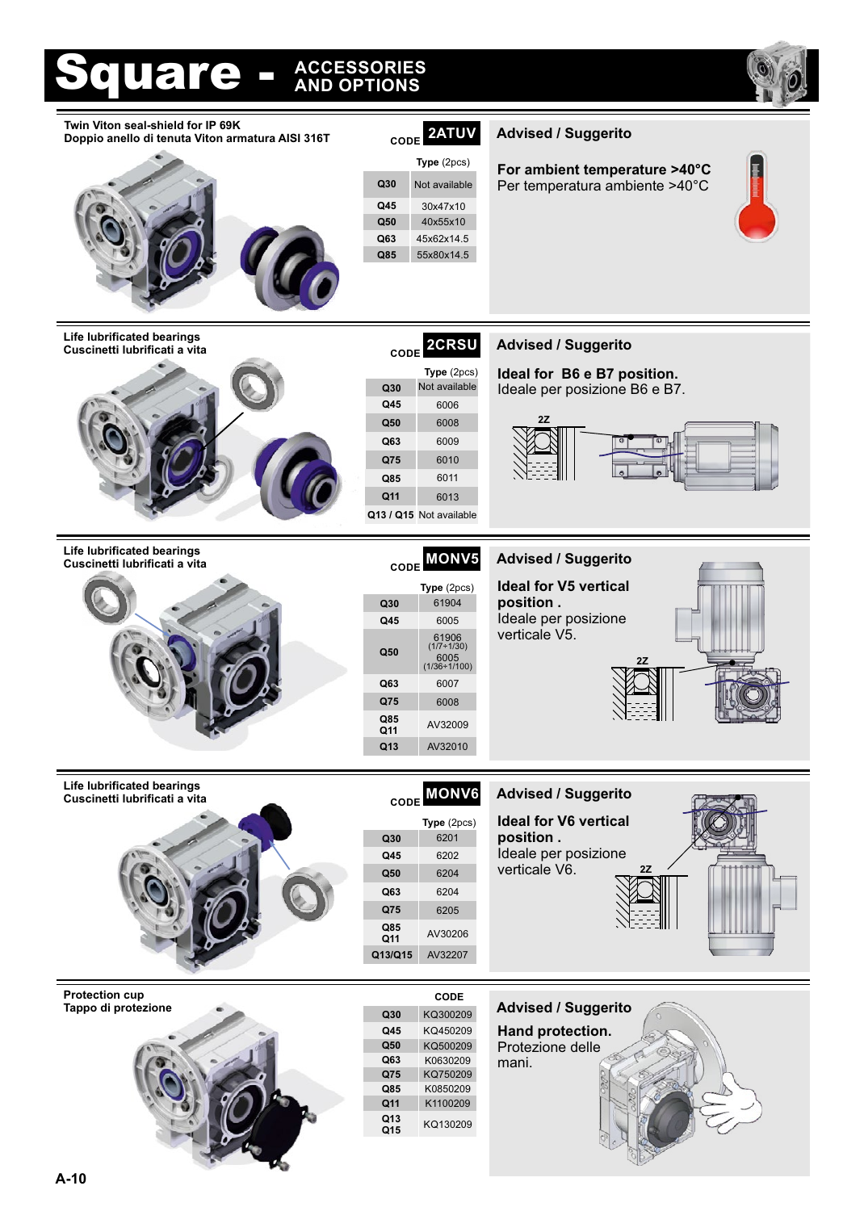# Square - ACCESSORIES AND OPTIONS

## Twin Viton seal-shield for IP 69K
Doppio anello di tenuta Viton armatura AISI 316T

CODE **2ATUV**

| | Type (2pcs) |
|---|---|
| Q30 | Not available |
| Q45 | 30x47x10 |
| Q50 | 40x55x10 |
| Q63 | 45x62x14.5 |
| Q85 | 55x80x14.5 |

**Advised / Suggerito**

**For ambient temperature >40°C**
Per temperatura ambiente >40°C

## Life lubrificated bearings
Cuscinetti lubrificati a vita

CODE **2CRSU**

| | Type (2pcs) |
|---|---|
| Q30 | Not available |
| Q45 | 6006 |
| Q50 | 6008 |
| Q63 | 6009 |
| Q75 | 6010 |
| Q85 | 6011 |
| Q11 | 6013 |
| Q13 / Q15 | Not available |

**Advised / Suggerito**

**Ideal for B6 e B7 position.**
Ideale per posizione B6 e B7.

2Z

## Life lubrificated bearings
Cuscinetti lubrificati a vita

CODE **MONV5**

| | Type (2pcs) |
|---|---|
| Q30 | 61904 |
| Q45 | 6005 |
| Q50 | 61906 (1/7÷1/30) 6005 (1/36÷1/100) |
| Q63 | 6007 |
| Q75 | 6008 |
| Q85 Q11 | AV32009 |
| Q13 | AV32010 |

**Advised / Suggerito**

**Ideal for V5 vertical position .**
Ideale per posizione verticale V5.

2Z

## Life lubrificated bearings
Cuscinetti lubrificati a vita

CODE **MONV6**

| | Type (2pcs) |
|---|---|
| Q30 | 6201 |
| Q45 | 6202 |
| Q50 | 6204 |
| Q63 | 6204 |
| Q75 | 6205 |
| Q85 Q11 | AV30206 |
| Q13/Q15 | AV32207 |

**Advised / Suggerito**

**Ideal for V6 vertical position .**
Ideale per posizione verticale V6.

2Z

## Protection cup
Tappo di protezione

| | CODE |
|---|---|
| Q30 | KQ300209 |
| Q45 | KQ450209 |
| Q50 | KQ500209 |
| Q63 | K0630209 |
| Q75 | KQ750209 |
| Q85 | K0850209 |
| Q11 | K1100209 |
| Q13 Q15 | KQ130209 |

**Advised / Suggerito**

**Hand protection.**
Protezione delle mani.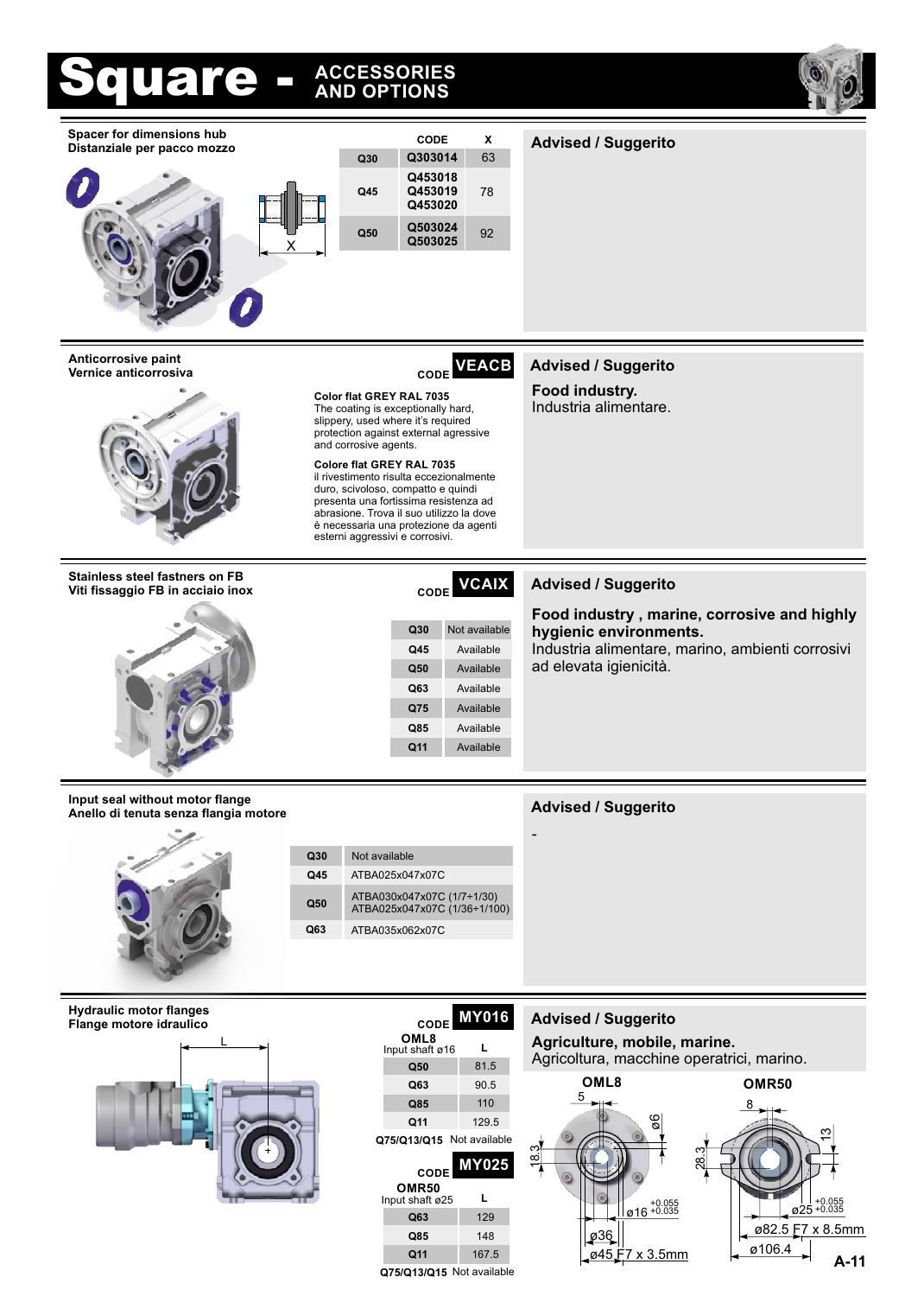# Square - ACCESSORIES AND OPTIONS

## Spacer for dimensions hub
**Distanziale per pacco mozzo**

| | CODE | X |
|---|---|---|
| Q30 | Q303014 | 63 |
| Q45 | Q453018<br>Q453019<br>Q453020 | 78 |
| Q50 | Q503024<br>Q503025 | 92 |

**Advised / Suggerito**

## Anticorrosive paint
**Vernice anticorrosiva**

CODE **VEACB**

**Color flat GREY RAL 7035**
The coating is exceptionally hard, slippery, used where it's required protection against external agressive and corrosive agents.

**Colore flat GREY RAL 7035**
il rivestimento risulta eccezionalmente duro, scivoloso, compatto e quindi presenta una fortissima resistenza ad abrasione. Trova il suo utilizzo la dove è necessaria una protezione da agenti esterni aggressivi e corrosivi.

**Advised / Suggerito**

**Food industry.**
Industria alimentare.

## Stainless steel fastners on FB
**Viti fissaggio FB in acciaio inox**

CODE **VCAIX**

| | |
|---|---|
| Q30 | Not available |
| Q45 | Available |
| Q50 | Available |
| Q63 | Available |
| Q75 | Available |
| Q85 | Available |
| Q11 | Available |

**Advised / Suggerito**

**Food industry , marine, corrosive and highly hygienic environments.**
Industria alimentare, marino, ambienti corrosivi ad elevata igienicità.

## Input seal without motor flange
**Anello di tenuta senza flangia motore**

| | |
|---|---|
| Q30 | Not available |
| Q45 | ATBA025x047x07C |
| Q50 | ATBA030x047x07C (1/7÷1/30)<br>ATBA025x047x07C (1/36÷1/100) |
| Q63 | ATBA035x062x07C |

**Advised / Suggerito**

-

## Hydraulic motor flanges
**Flange motore idraulico**

CODE **MY016**

OML8
Input shaft ø16

| | L |
|---|---|
| Q50 | 81.5 |
| Q63 | 90.5 |
| Q85 | 110 |
| Q11 | 129.5 |
| Q75/Q13/Q15 | Not available |

CODE **MY025**

OMR50
Input shaft ø25

| | L |
|---|---|
| Q63 | 129 |
| Q85 | 148 |
| Q11 | 167.5 |
| Q75/Q13/Q15 | Not available |

**Advised / Suggerito**

**Agriculture, mobile, marine.**
Agricoltura, macchine operatrici, marino.

OML8: 5, ø6, 18.3, ø16 $^{+0.055}_{+0.035}$, ø36, ø45 F7 x 3.5mm

OMR50: 8, 13, 28.3, ø25 $^{+0.055}_{+0.035}$, ø82.5 F7 x 8.5mm, ø106.4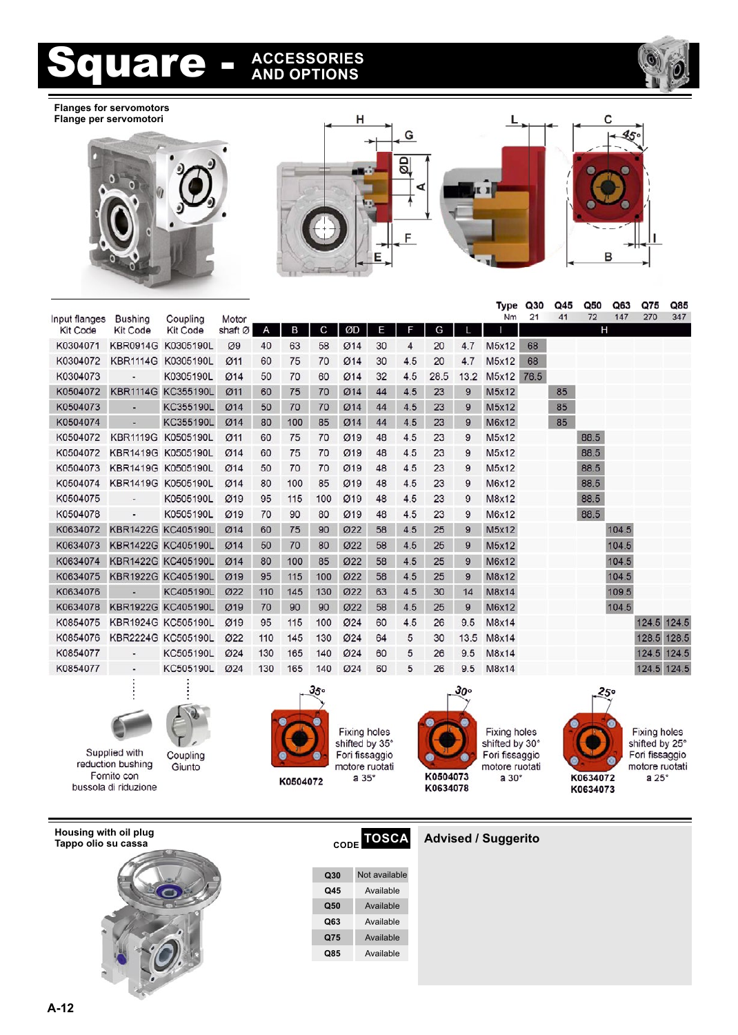# Square - ACCESSORIES AND OPTIONS

**Flanges for servomotors**
**Flange per servomotori**

| Input flanges Kit Code | Bushing Kit Code | Coupling Kit Code | Motor shaft Ø | A | B | C | ØD | E | F | G | L | I | Q30 (21 Nm) H | Q45 (41 Nm) H | Q50 (72 Nm) H | Q63 (147 Nm) H | Q75 (270 Nm) H | Q85 (347 Nm) H |
|---|---|---|---|---|---|---|---|---|---|---|---|---|---|---|---|---|---|---|
| K0304071 | KBR0914G | K0305190L | Ø9 | 40 | 63 | 58 | Ø14 | 30 | 4 | 20 | 4.7 | M5x12 | 68 | | | | | |
| K0304072 | KBR1114G | K0305190L | Ø11 | 60 | 75 | 70 | Ø14 | 30 | 4.5 | 20 | 4.7 | M5x12 | 68 | | | | | |
| K0304073 | - | K0305190L | Ø14 | 50 | 70 | 60 | Ø14 | 32 | 4.5 | 28.5 | 13.2 | M5x12 | 76.5 | | | | | |
| K0504072 | KBR1114G | KC355190L | Ø11 | 60 | 75 | 70 | Ø14 | 44 | 4.5 | 23 | 9 | M5x12 | | 85 | | | | |
| K0504073 | - | KC355190L | Ø14 | 50 | 70 | 70 | Ø14 | 44 | 4.5 | 23 | 9 | M5x12 | | 85 | | | | |
| K0504074 | - | KC355190L | Ø14 | 80 | 100 | 85 | Ø14 | 44 | 4.5 | 23 | 9 | M6x12 | | 85 | | | | |
| K0504072 | KBR1119G | K0505190L | Ø11 | 60 | 75 | 70 | Ø19 | 48 | 4.5 | 23 | 9 | M5x12 | | | 88.5 | | | |
| K0504072 | KBR1419G | K0505190L | Ø14 | 60 | 75 | 70 | Ø19 | 48 | 4.5 | 23 | 9 | M5x12 | | | 88.5 | | | |
| K0504073 | KBR1419G | K0505190L | Ø14 | 50 | 70 | 70 | Ø19 | 48 | 4.5 | 23 | 9 | M5x12 | | | 88.5 | | | |
| K0504074 | KBR1419G | K0505190L | Ø14 | 80 | 100 | 85 | Ø19 | 48 | 4.5 | 23 | 9 | M6x12 | | | 88.5 | | | |
| K0504075 | - | K0505190L | Ø19 | 95 | 115 | 100 | Ø19 | 48 | 4.5 | 23 | 9 | M8x12 | | | 88.5 | | | |
| K0504078 | - | K0505190L | Ø19 | 70 | 90 | 80 | Ø19 | 48 | 4.5 | 23 | 9 | M6x12 | | | 88.5 | | | |
| K0634072 | KBR1422G | KC405190L | Ø14 | 60 | 75 | 90 | Ø22 | 58 | 4.5 | 25 | 9 | M5x12 | | | | 104.5 | | |
| K0634073 | KBR1422G | KC405190L | Ø14 | 50 | 70 | 80 | Ø22 | 58 | 4.5 | 25 | 9 | M5x12 | | | | 104.5 | | |
| K0634074 | KBR1422G | KC405190L | Ø14 | 80 | 100 | 85 | Ø22 | 58 | 4.5 | 25 | 9 | M6x12 | | | | 104.5 | | |
| K0634075 | KBR1922G | KC405190L | Ø19 | 95 | 115 | 100 | Ø22 | 58 | 4.5 | 25 | 9 | M8x12 | | | | 104.5 | | |
| K0634076 | - | KC405190L | Ø22 | 110 | 145 | 130 | Ø22 | 63 | 4.5 | 30 | 14 | M8x14 | | | | 109.5 | | |
| K0634078 | KBR1922G | KC405190L | Ø19 | 70 | 90 | 90 | Ø22 | 58 | 4.5 | 25 | 9 | M6x12 | | | | 104.5 | | |
| K0854075 | KBR1924G | KC505190L | Ø19 | 95 | 115 | 100 | Ø24 | 60 | 4.5 | 26 | 9.5 | M8x14 | | | | | 124.5 | 124.5 |
| K0854076 | KBR2224G | KC505190L | Ø22 | 110 | 145 | 130 | Ø24 | 64 | 5 | 30 | 13.5 | M8x14 | | | | | 128.5 | 128.5 |
| K0854077 | - | KC505190L | Ø24 | 130 | 165 | 140 | Ø24 | 60 | 5 | 26 | 9.5 | M8x14 | | | | | 124.5 | 124.5 |
| K0854077 | - | KC505190L | Ø24 | 130 | 165 | 140 | Ø24 | 60 | 5 | 26 | 9.5 | M8x14 | | | | | 124.5 | 124.5 |

Supplied with reduction bushing
Fornito con bussola di riduzione

Coupling
Giunto

K0504072 — Fixing holes shifted by 35° / Fori fissaggio motore ruotati a 35°

K0504073, K0634078 — Fixing holes shifted by 30° / Fori fissaggio motore ruotati a 30°

K0634072, K0634073 — Fixing holes shifted by 25° / Fori fissaggio motore ruotati a 25°

**Housing with oil plug**
**Tappo olio su cassa**

CODE **TOSCA**

| | |
|---|---|
| Q30 | Not available |
| Q45 | Available |
| Q50 | Available |
| Q63 | Available |
| Q75 | Available |
| Q85 | Available |

**Advised / Suggerito**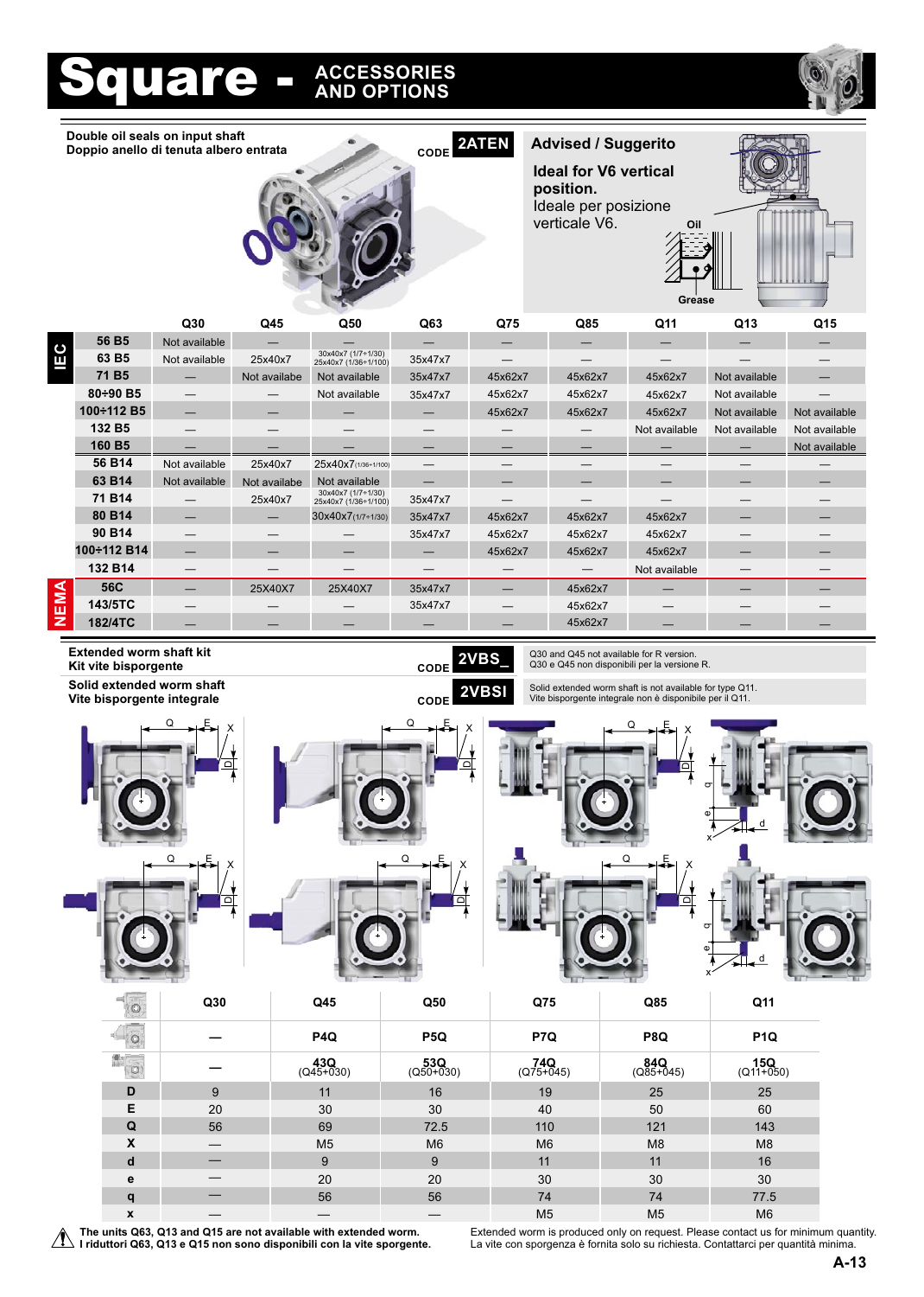# Square - ACCESSORIES AND OPTIONS

**Double oil seals on input shaft**
**Doppio anello di tenuta albero entrata**

CODE **2ATEN**

**Advised / Suggerito**

**Ideal for V6 vertical position.**
Ideale per posizione verticale V6.

Oil

Grease

| | | Q30 | Q45 | Q50 | Q63 | Q75 | Q85 | Q11 | Q13 | Q15 |
|---|---|---|---|---|---|---|---|---|---|---|
| IEC | 56 B5 | Not available | — | — | — | — | — | — | — | — |
| | 63 B5 | Not available | 25x40x7 | 30x40x7 (1/7÷1/30) 25x40x7 (1/36÷1/100) | 35x47x7 | — | — | — | — | — |
| | 71 B5 | — | Not availabe | Not available | 35x47x7 | 45x62x7 | 45x62x7 | 45x62x7 | Not available | — |
| | 80÷90 B5 | — | — | Not available | 35x47x7 | 45x62x7 | 45x62x7 | 45x62x7 | Not available | — |
| | 100÷112 B5 | — | — | — | — | 45x62x7 | 45x62x7 | 45x62x7 | Not available | Not available |
| | 132 B5 | — | — | — | — | — | — | Not available | Not available | Not available |
| | 160 B5 | — | — | — | — | — | — | — | — | Not available |
| | 56 B14 | Not available | 25x40x7 | 25x40x7(1/36÷1/100) | — | — | — | — | — | — |
| | 63 B14 | Not available | Not availabe | Not available | — | — | — | — | — | — |
| | 71 B14 | — | 25x40x7 | 30x40x7 (1/7÷1/30) 25x40x7 (1/36÷1/100) | 35x47x7 | — | — | — | — | — |
| | 80 B14 | — | — | 30x40x7(1/7÷1/30) | 35x47x7 | 45x62x7 | 45x62x7 | 45x62x7 | — | — |
| | 90 B14 | — | — | — | 35x47x7 | 45x62x7 | 45x62x7 | 45x62x7 | — | — |
| | 100÷112 B14 | — | — | — | — | 45x62x7 | 45x62x7 | 45x62x7 | — | — |
| | 132 B14 | — | — | — | — | — | — | Not available | — | — |
| NEMA | 56C | — | 25X40X7 | 25X40X7 | 35x47x7 | — | 45x62x7 | — | — | — |
| | 143/5TC | — | — | — | 35x47x7 | — | 45x62x7 | — | — | — |
| | 182/4TC | — | — | — | — | — | 45x62x7 | — | — | — |

**Extended worm shaft kit**
**Kit vite bisporgente**

CODE **2VBS_**

Q30 and Q45 not available for R version.
Q30 e Q45 non disponibili per la versione R.

**Solid extended worm shaft**
**Vite bisporgente integrale**

CODE **2VBSI**

Solid extended worm shaft is not available for type Q11.
Vite bisporgente integrale non è disponibile per il Q11.

| | Q30 | Q45 | Q50 | Q75 | Q85 | Q11 |
|---|---|---|---|---|---|---|
| | — | P4Q | P5Q | P7Q | P8Q | P1Q |
| | — | 43Q (Q45+030) | 53Q (Q50+030) | 74Q (Q75+045) | 84Q (Q85+045) | 15Q (Q11+050) |
| D | 9 | 11 | 16 | 19 | 25 | 25 |
| E | 20 | 30 | 30 | 40 | 50 | 60 |
| Q | 56 | 69 | 72.5 | 110 | 121 | 143 |
| X | — | M5 | M6 | M6 | M8 | M8 |
| d | — | 9 | 9 | 11 | 11 | 16 |
| e | — | 20 | 20 | 30 | 30 | 30 |
| q | — | 56 | 56 | 74 | 74 | 77.5 |
| x | — | — | — | M5 | M5 | M6 |

**The units Q63, Q13 and Q15 are not available with extended worm.**
**I riduttori Q63, Q13 e Q15 non sono disponibili con la vite sporgente.**

Extended worm is produced only on request. Please contact us for minimum quantity.
La vite con sporgenza è fornita solo su richiesta. Contattarci per quantità minima.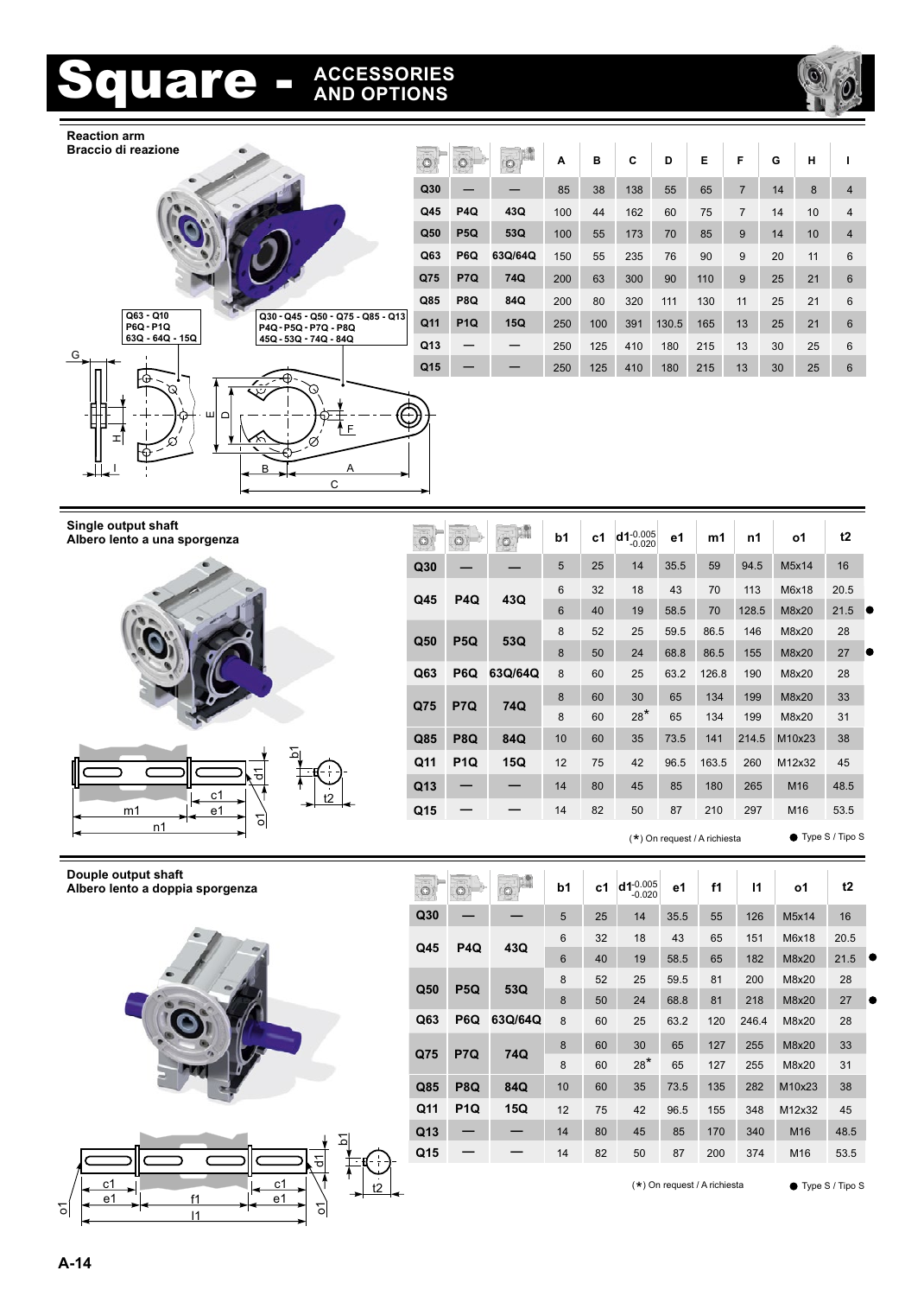# Square - ACCESSORIES AND OPTIONS

## Reaction arm
## Braccio di reazione

Q63 - Q10
P6Q - P1Q
63Q - 64Q - 15Q

Q30 - Q45 - Q50 - Q75 - Q85 - Q13
P4Q - P5Q - P7Q - P8Q
45Q - 53Q - 74Q - 84Q

| | | | A | B | C | D | E | F | G | H | I |
|---|---|---|---|---|---|---|---|---|---|---|---|
| Q30 | — | — | 85 | 38 | 138 | 55 | 65 | 7 | 14 | 8 | 4 |
| Q45 | P4Q | 43Q | 100 | 44 | 162 | 60 | 75 | 7 | 14 | 10 | 4 |
| Q50 | P5Q | 53Q | 100 | 55 | 173 | 70 | 85 | 9 | 14 | 10 | 4 |
| Q63 | P6Q | 63Q/64Q | 150 | 55 | 235 | 76 | 90 | 9 | 20 | 11 | 6 |
| Q75 | P7Q | 74Q | 200 | 63 | 300 | 90 | 110 | 9 | 25 | 21 | 6 |
| Q85 | P8Q | 84Q | 200 | 80 | 320 | 111 | 130 | 11 | 25 | 21 | 6 |
| Q11 | P1Q | 15Q | 250 | 100 | 391 | 130.5 | 165 | 13 | 25 | 21 | 6 |
| Q13 | — | — | 250 | 125 | 410 | 180 | 215 | 13 | 30 | 25 | 6 |
| Q15 | — | — | 250 | 125 | 410 | 180 | 215 | 13 | 30 | 25 | 6 |

## Single output shaft
## Albero lento a una sporgenza

| | | | b1 | c1 | d1 $^{-0.005}_{-0.020}$ | e1 | m1 | n1 | o1 | t2 | |
|---|---|---|---|---|---|---|---|---|---|---|---|
| Q30 | — | — | 5 | 25 | 14 | 35.5 | 59 | 94.5 | M5x14 | 16 | |
| Q45 | P4Q | 43Q | 6 | 32 | 18 | 43 | 70 | 113 | M6x18 | 20.5 | |
| | | | 6 | 40 | 19 | 58.5 | 70 | 128.5 | M8x20 | 21.5 | ● |
| Q50 | P5Q | 53Q | 8 | 52 | 25 | 59.5 | 86.5 | 146 | M8x20 | 28 | |
| | | | 8 | 50 | 24 | 68.8 | 86.5 | 155 | M8x20 | 27 | ● |
| Q63 | P6Q | 63Q/64Q | 8 | 60 | 25 | 63.2 | 126.8 | 190 | M8x20 | 28 | |
| Q75 | P7Q | 74Q | 8 | 60 | 30 | 65 | 134 | 199 | M8x20 | 33 | |
| | | | 8 | 60 | 28* | 65 | 134 | 199 | M8x20 | 31 | |
| Q85 | P8Q | 84Q | 10 | 60 | 35 | 73.5 | 141 | 214.5 | M10x23 | 38 | |
| Q11 | P1Q | 15Q | 12 | 75 | 42 | 96.5 | 163.5 | 260 | M12x32 | 45 | |
| Q13 | — | — | 14 | 80 | 45 | 85 | 180 | 265 | M16 | 48.5 | |
| Q15 | — | — | 14 | 82 | 50 | 87 | 210 | 297 | M16 | 53.5 | |

(*) On request / A richiesta

● Type S / Tipo S

## Douple output shaft
## Albero lento a doppia sporgenza

| | | | b1 | c1 | d1 $^{-0.005}_{-0.020}$ | e1 | f1 | l1 | o1 | t2 | |
|---|---|---|---|---|---|---|---|---|---|---|---|
| Q30 | — | — | 5 | 25 | 14 | 35.5 | 55 | 126 | M5x14 | 16 | |
| Q45 | P4Q | 43Q | 6 | 32 | 18 | 43 | 65 | 151 | M6x18 | 20.5 | |
| | | | 6 | 40 | 19 | 58.5 | 65 | 182 | M8x20 | 21.5 | ● |
| Q50 | P5Q | 53Q | 8 | 52 | 25 | 59.5 | 81 | 200 | M8x20 | 28 | |
| | | | 8 | 50 | 24 | 68.8 | 81 | 218 | M8x20 | 27 | ● |
| Q63 | P6Q | 63Q/64Q | 8 | 60 | 25 | 63.2 | 120 | 246.4 | M8x20 | 28 | |
| Q75 | P7Q | 74Q | 8 | 60 | 30 | 65 | 127 | 255 | M8x20 | 33 | |
| | | | 8 | 60 | 28* | 65 | 127 | 255 | M8x20 | 31 | |
| Q85 | P8Q | 84Q | 10 | 60 | 35 | 73.5 | 135 | 282 | M10x23 | 38 | |
| Q11 | P1Q | 15Q | 12 | 75 | 42 | 96.5 | 155 | 348 | M12x32 | 45 | |
| Q13 | — | — | 14 | 80 | 45 | 85 | 170 | 340 | M16 | 48.5 | |
| Q15 | — | — | 14 | 82 | 50 | 87 | 200 | 374 | M16 | 53.5 | |

(*) On request / A richiesta

● Type S / Tipo S